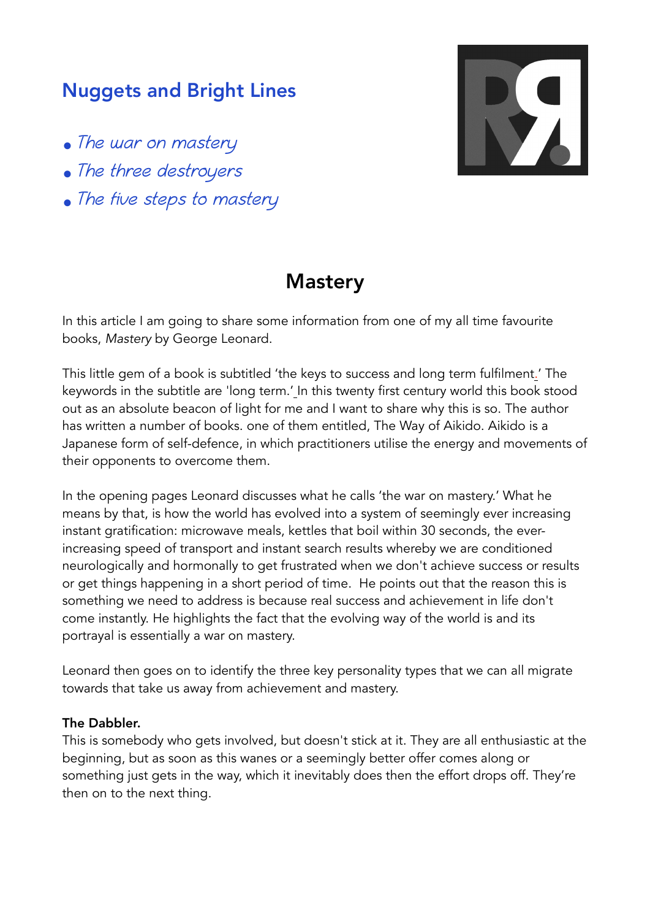## Nuggets and Bright Lines

- *The war on mastery*
- *The three destroyers*
- *The five steps to mastery*

# Mastery

In this article I am going to share some information from one of my all time favourite books, *Mastery* by George Leonard.

This little gem of a book is subtitled 'the keys to success and long term fulfilment.' The keywords in the subtitle are 'long term.' In this twenty first century world this book stood out as an absolute beacon of light for me and I want to share why this is so. The author has written a number of books. one of them entitled, The Way of Aikido. Aikido is a Japanese form of self-defence, in which practitioners utilise the energy and movements of their opponents to overcome them.

In the opening pages Leonard discusses what he calls 'the war on mastery.' What he means by that, is how the world has evolved into a system of seemingly ever increasing instant gratification: microwave meals, kettles that boil within 30 seconds, the ever-increasing speed of transport and instant search results whereby we are conditioned neurologically and hormonally to get frustrated when we don't achieve success or results or get things happening in a short period of time. He points out that the reason this is something we need to address is because real success and achievement in life don't come instantly. He highlights the fact that the evolving way of the world is and its portrayal is essentially a war on mastery.

Leonard then goes on to identify the three key personality types that we can all migrate towards that take us away from achievement and mastery.

**The Dabbler.**
This is somebody who gets involved, but doesn't stick at it. They are all enthusiastic at the beginning, but as soon as this wanes or a seemingly better offer comes along or something just gets in the way, which it inevitably does then the effort drops off. They're then on to the next thing.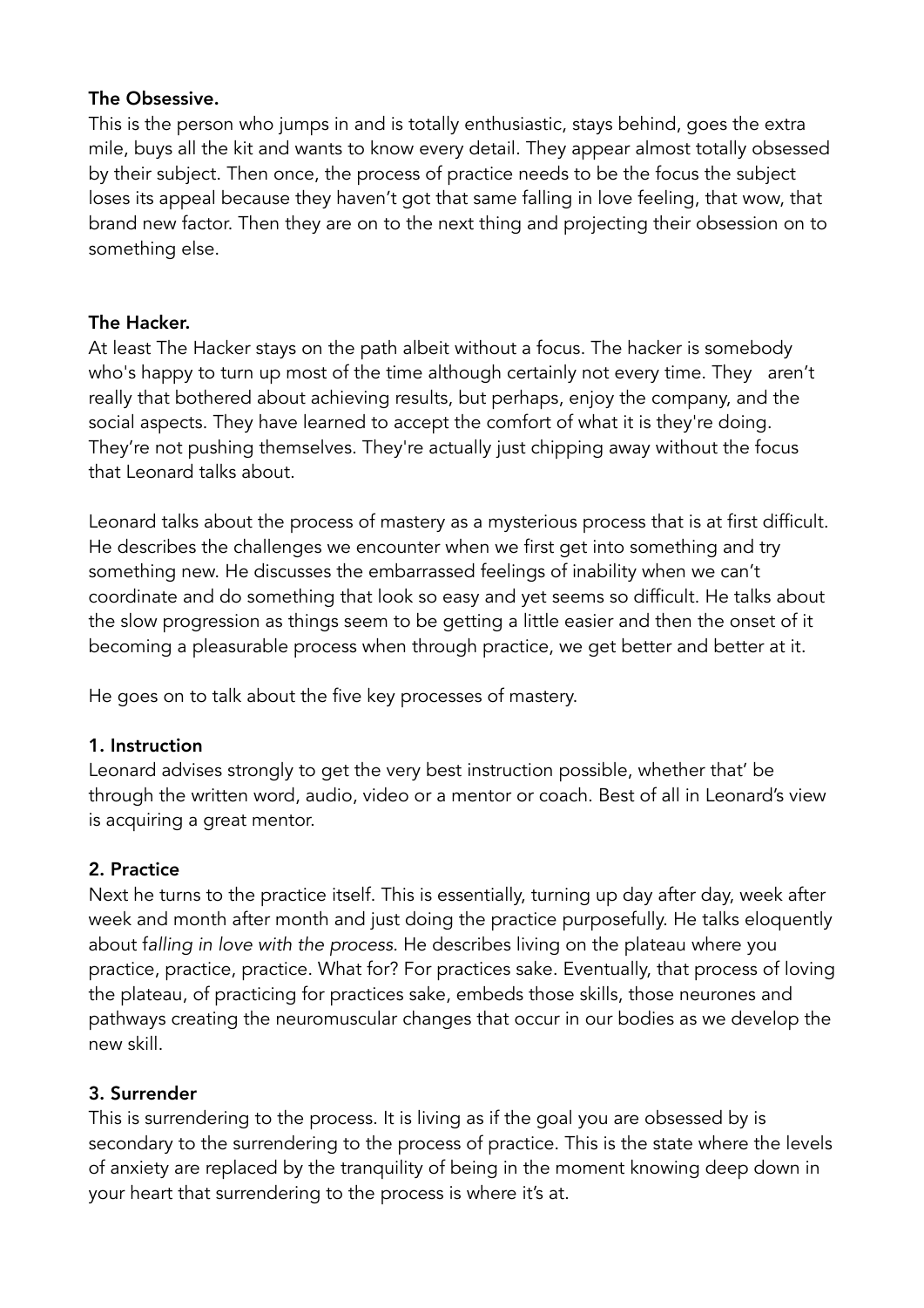**The Obsessive.**
This is the person who jumps in and is totally enthusiastic, stays behind, goes the extra mile, buys all the kit and wants to know every detail. They appear almost totally obsessed by their subject. Then once, the process of practice needs to be the focus the subject loses its appeal because they haven't got that same falling in love feeling, that wow, that brand new factor. Then they are on to the next thing and projecting their obsession on to something else.

**The Hacker.**
At least The Hacker stays on the path albeit without a focus. The hacker is somebody who's happy to turn up most of the time although certainly not every time. They aren't really that bothered about achieving results, but perhaps, enjoy the company, and the social aspects. They have learned to accept the comfort of what it is they're doing. They're not pushing themselves. They're actually just chipping away without the focus that Leonard talks about.

Leonard talks about the process of mastery as a mysterious process that is at first difficult. He describes the challenges we encounter when we first get into something and try something new. He discusses the embarrassed feelings of inability when we can't coordinate and do something that look so easy and yet seems so difficult. He talks about the slow progression as things seem to be getting a little easier and then the onset of it becoming a pleasurable process when through practice, we get better and better at it.

He goes on to talk about the five key processes of mastery.

**1. Instruction**
Leonard advises strongly to get the very best instruction possible, whether that' be through the written word, audio, video or a mentor or coach. Best of all in Leonard's view is acquiring a great mentor.

**2. Practice**
Next he turns to the practice itself. This is essentially, turning up day after day, week after week and month after month and just doing the practice purposefully. He talks eloquently about f*alling in love with the process.* He describes living on the plateau where you practice, practice, practice. What for? For practices sake. Eventually, that process of loving the plateau, of practicing for practices sake, embeds those skills, those neurones and pathways creating the neuromuscular changes that occur in our bodies as we develop the new skill.

**3. Surrender**
This is surrendering to the process. It is living as if the goal you are obsessed by is secondary to the surrendering to the process of practice. This is the state where the levels of anxiety are replaced by the tranquility of being in the moment knowing deep down in your heart that surrendering to the process is where it's at.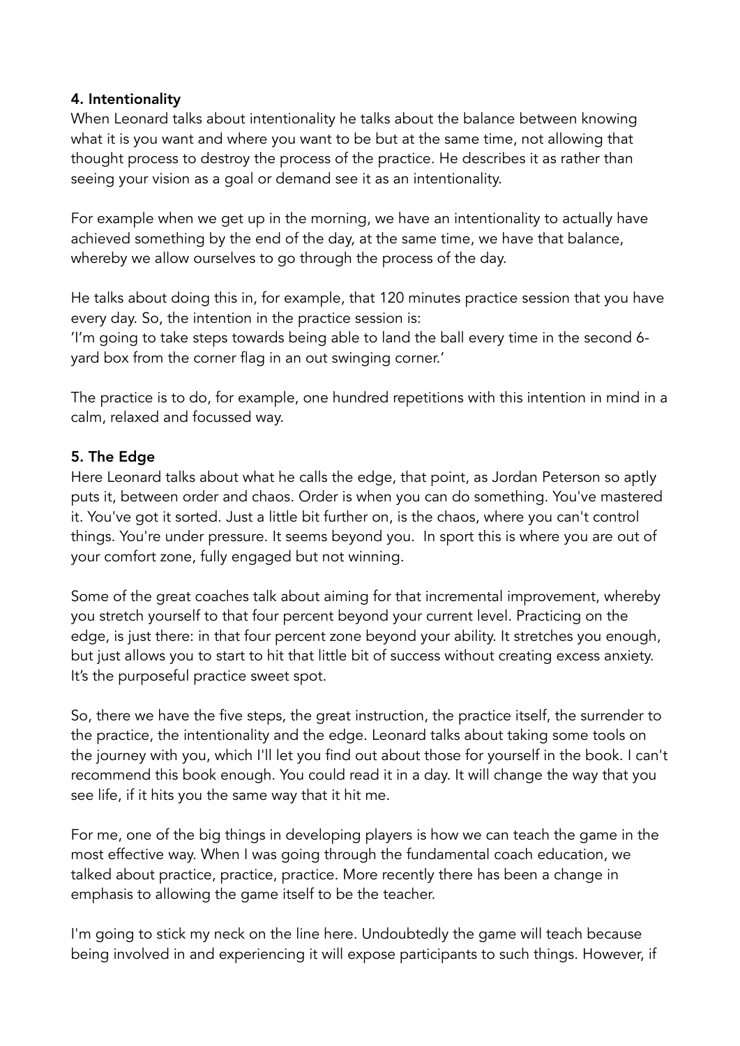**4. Intentionality**

When Leonard talks about intentionality he talks about the balance between knowing what it is you want and where you want to be but at the same time, not allowing that thought process to destroy the process of the practice. He describes it as rather than seeing your vision as a goal or demand see it as an intentionality.

For example when we get up in the morning, we have an intentionality to actually have achieved something by the end of the day, at the same time, we have that balance, whereby we allow ourselves to go through the process of the day.

He talks about doing this in, for example, that 120 minutes practice session that you have every day. So, the intention in the practice session is:
'I'm going to take steps towards being able to land the ball every time in the second 6-yard box from the corner flag in an out swinging corner.'

The practice is to do, for example, one hundred repetitions with this intention in mind in a calm, relaxed and focussed way.

**5. The Edge**

Here Leonard talks about what he calls the edge, that point, as Jordan Peterson so aptly puts it, between order and chaos. Order is when you can do something. You've mastered it. You've got it sorted. Just a little bit further on, is the chaos, where you can't control things. You're under pressure. It seems beyond you. In sport this is where you are out of your comfort zone, fully engaged but not winning.

Some of the great coaches talk about aiming for that incremental improvement, whereby you stretch yourself to that four percent beyond your current level. Practicing on the edge, is just there: in that four percent zone beyond your ability. It stretches you enough, but just allows you to start to hit that little bit of success without creating excess anxiety. It's the purposeful practice sweet spot.

So, there we have the five steps, the great instruction, the practice itself, the surrender to the practice, the intentionality and the edge. Leonard talks about taking some tools on the journey with you, which I'll let you find out about those for yourself in the book. I can't recommend this book enough. You could read it in a day. It will change the way that you see life, if it hits you the same way that it hit me.

For me, one of the big things in developing players is how we can teach the game in the most effective way. When I was going through the fundamental coach education, we talked about practice, practice, practice. More recently there has been a change in emphasis to allowing the game itself to be the teacher.

I'm going to stick my neck on the line here. Undoubtedly the game will teach because being involved in and experiencing it will expose participants to such things. However, if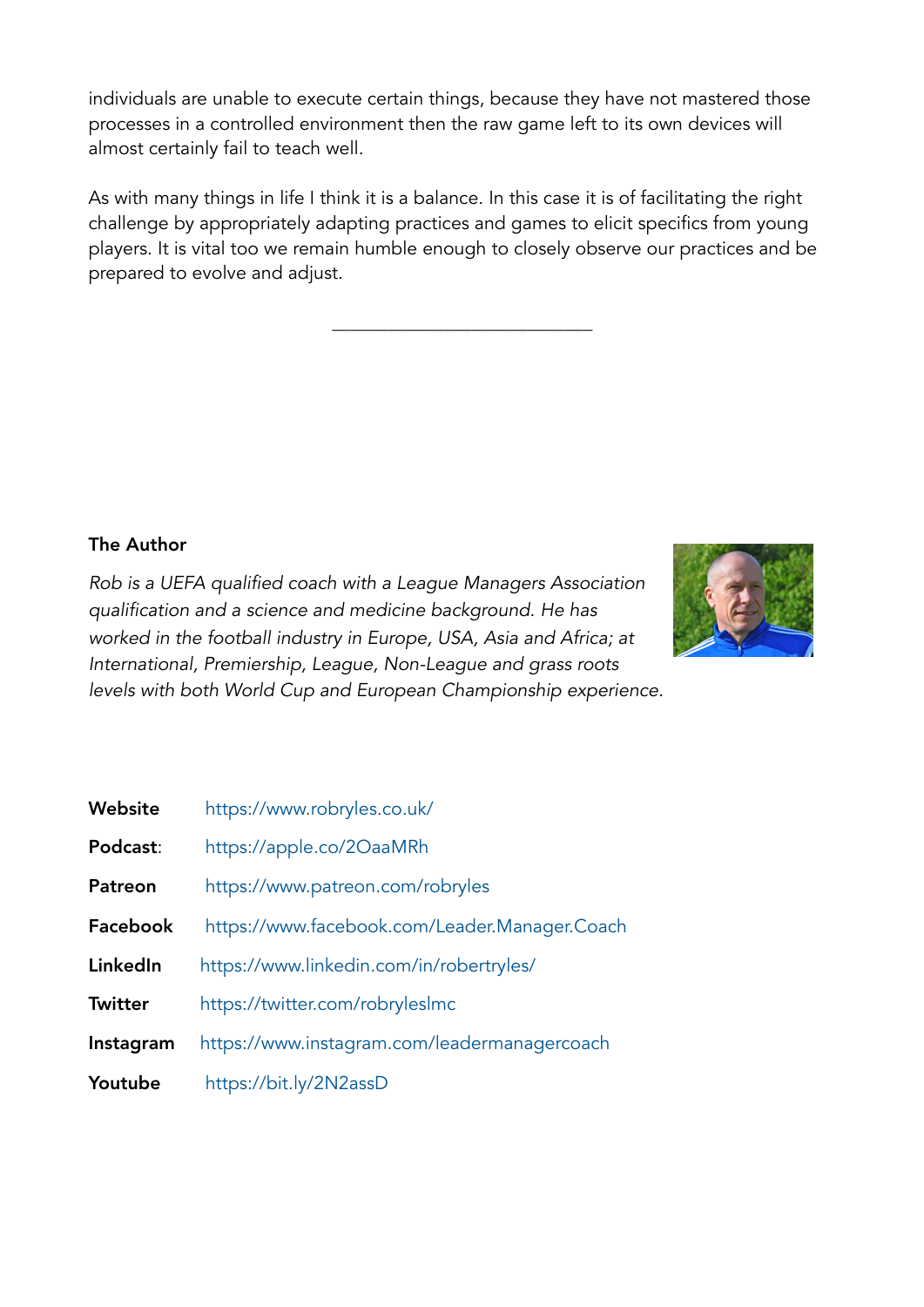individuals are unable to execute certain things, because they have not mastered those processes in a controlled environment then the raw game left to its own devices will almost certainly fail to teach well.

As with many things in life I think it is a balance. In this case it is of facilitating the right challenge by appropriately adapting practices and games to elicit specifics from young players. It is vital too we remain humble enough to closely observe our practices and be prepared to evolve and adjust.

---

**The Author**

*Rob is a UEFA qualified coach with a League Managers Association qualification and a science and medicine background. He has worked in the football industry in Europe, USA, Asia and Africa; at International, Premiership, League, Non-League and grass roots levels with both World Cup and European Championship experience.*

| | |
|---|---|
| **Website** | https://www.robryles.co.uk/ |
| **Podcast**: | https://apple.co/2OaaMRh |
| **Patreon** | https://www.patreon.com/robryles |
| **Facebook** | https://www.facebook.com/Leader.Manager.Coach |
| **LinkedIn** | https://www.linkedin.com/in/robertryles/ |
| **Twitter** | https://twitter.com/robryleslmc |
| **Instagram** | https://www.instagram.com/leadermanagercoach |
| **Youtube** | https://bit.ly/2N2assD |